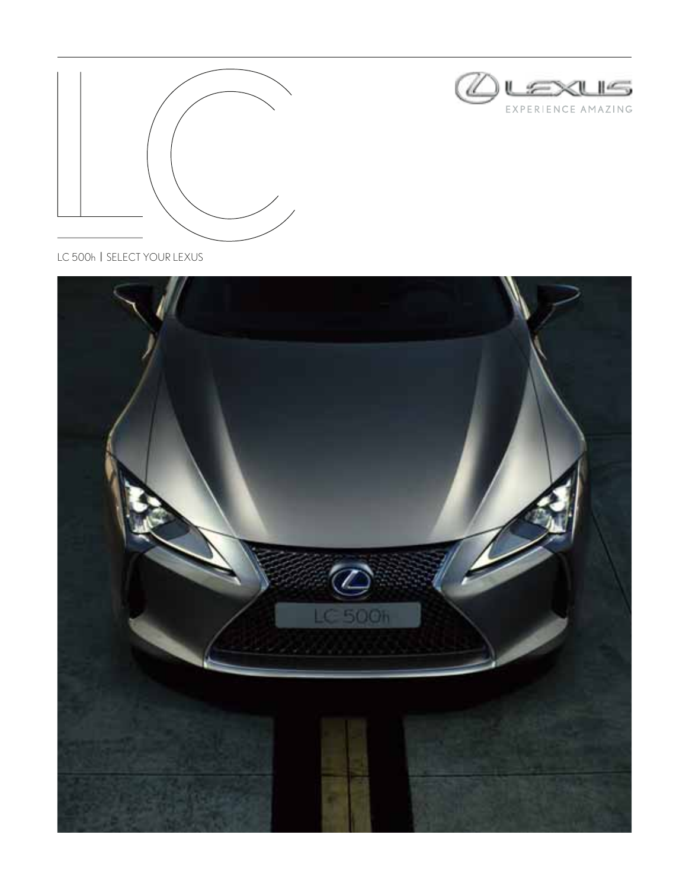# LC

LEXUS

EXPERIENCE AMAZING

LC 500h | SELECT YOUR LEXUS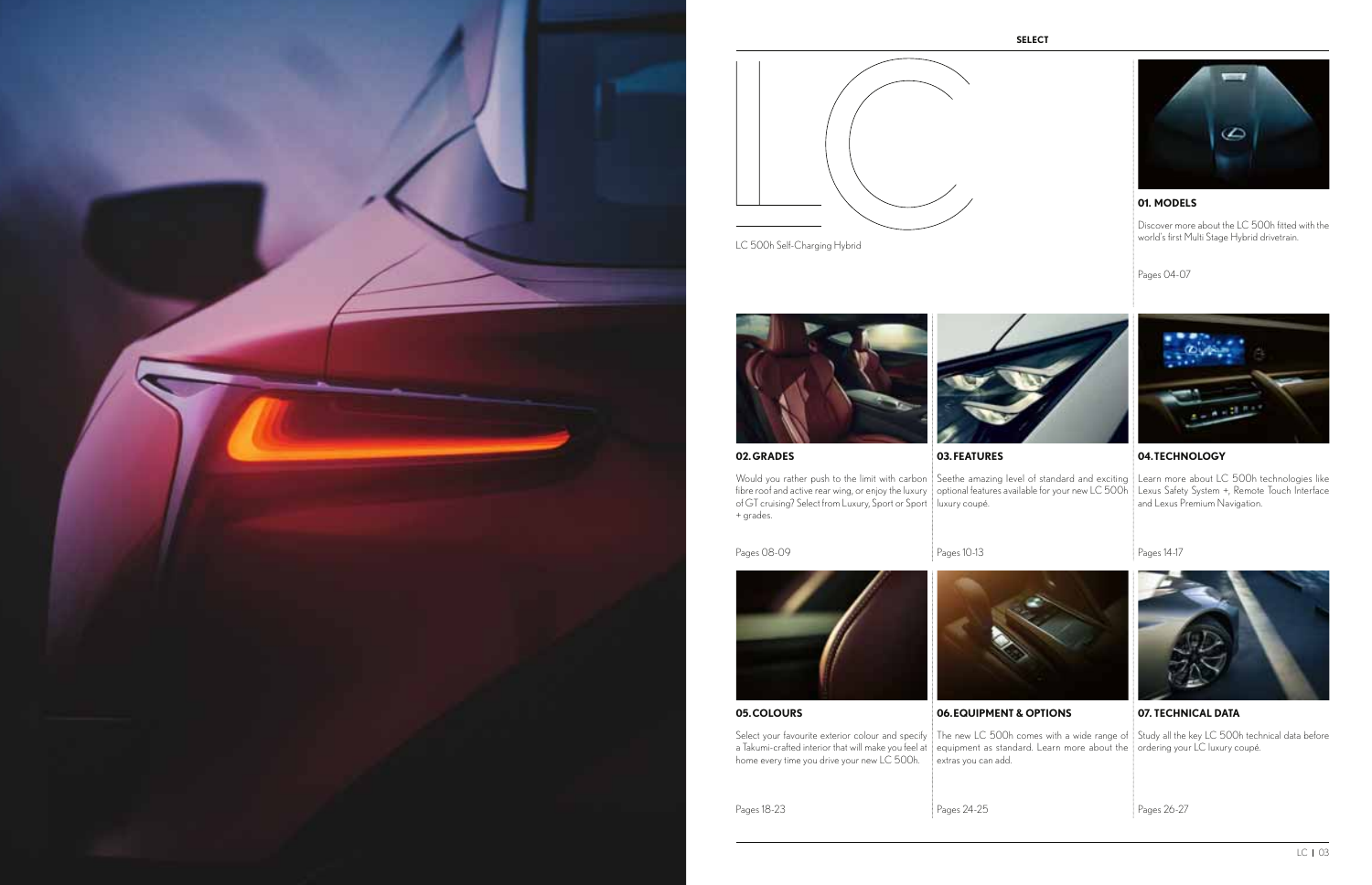SELECT

# LC

LC 500h Self-Charging Hybrid

## 01. MODELS

Discover more about the LC 500h fitted with the world's first Multi Stage Hybrid drivetrain.

Pages 04-07

## 02. GRADES

Would you rather push to the limit with carbon fibre roof and active rear wing, or enjoy the luxury of GT cruising? Select from Luxury, Sport or Sport + grades.

Pages 08-09

## 03. FEATURES

Seethe amazing level of standard and exciting optional features available for your new LC 500h luxury coupé.

Pages 10-13

## 04. TECHNOLOGY

Learn more about LC 500h technologies like Lexus Safety System +, Remote Touch Interface and Lexus Premium Navigation.

Pages 14-17

## 05. COLOURS

Select your favourite exterior colour and specify a Takumi-crafted interior that will make you feel at home every time you drive your new LC 500h.

Pages 18-23

## 06. EQUIPMENT & OPTIONS

The new LC 500h comes with a wide range of equipment as standard. Learn more about the extras you can add.

Pages 24-25

## 07. TECHNICAL DATA

Study all the key LC 500h technical data before ordering your LC luxury coupé.

Pages 26-27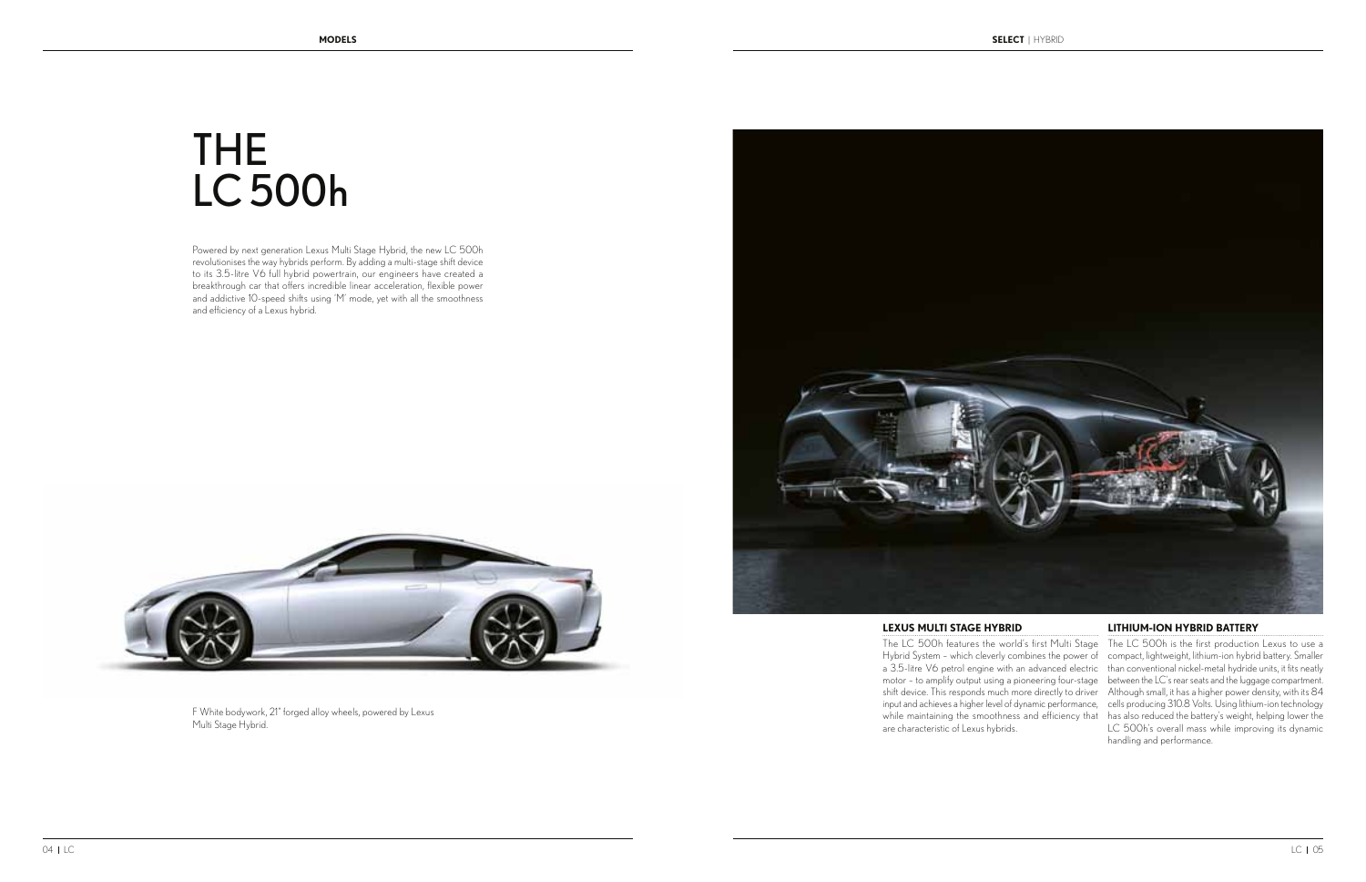# THE LC 500h

Powered by next generation Lexus Multi Stage Hybrid, the new LC 500h revolutionises the way hybrids perform. By adding a multi-stage shift device to its 3.5-litre V6 full hybrid powertrain, our engineers have created a breakthrough car that offers incredible linear acceleration, flexible power and addictive 10-speed shifts using 'M' mode, yet with all the smoothness and efficiency of a Lexus hybrid.

F White bodywork, 21" forged alloy wheels, powered by Lexus Multi Stage Hybrid.

### LEXUS MULTI STAGE HYBRID

The LC 500h features the world's first Multi Stage Hybrid System – which cleverly combines the power of a 3.5-litre V6 petrol engine with an advanced electric motor – to amplify output using a pioneering four-stage shift device. This responds much more directly to driver input and achieves a higher level of dynamic performance, while maintaining the smoothness and efficiency that are characteristic of Lexus hybrids.

### LITHIUM-ION HYBRID BATTERY

The LC 500h is the first production Lexus to use a compact, lightweight, lithium-ion hybrid battery. Smaller than conventional nickel-metal hydride units, it fits neatly between the LC's rear seats and the luggage compartment. Although small, it has a higher power density, with its 84 cells producing 310.8 Volts. Using lithium-ion technology has also reduced the battery's weight, helping lower the LC 500h's overall mass while improving its dynamic handling and performance.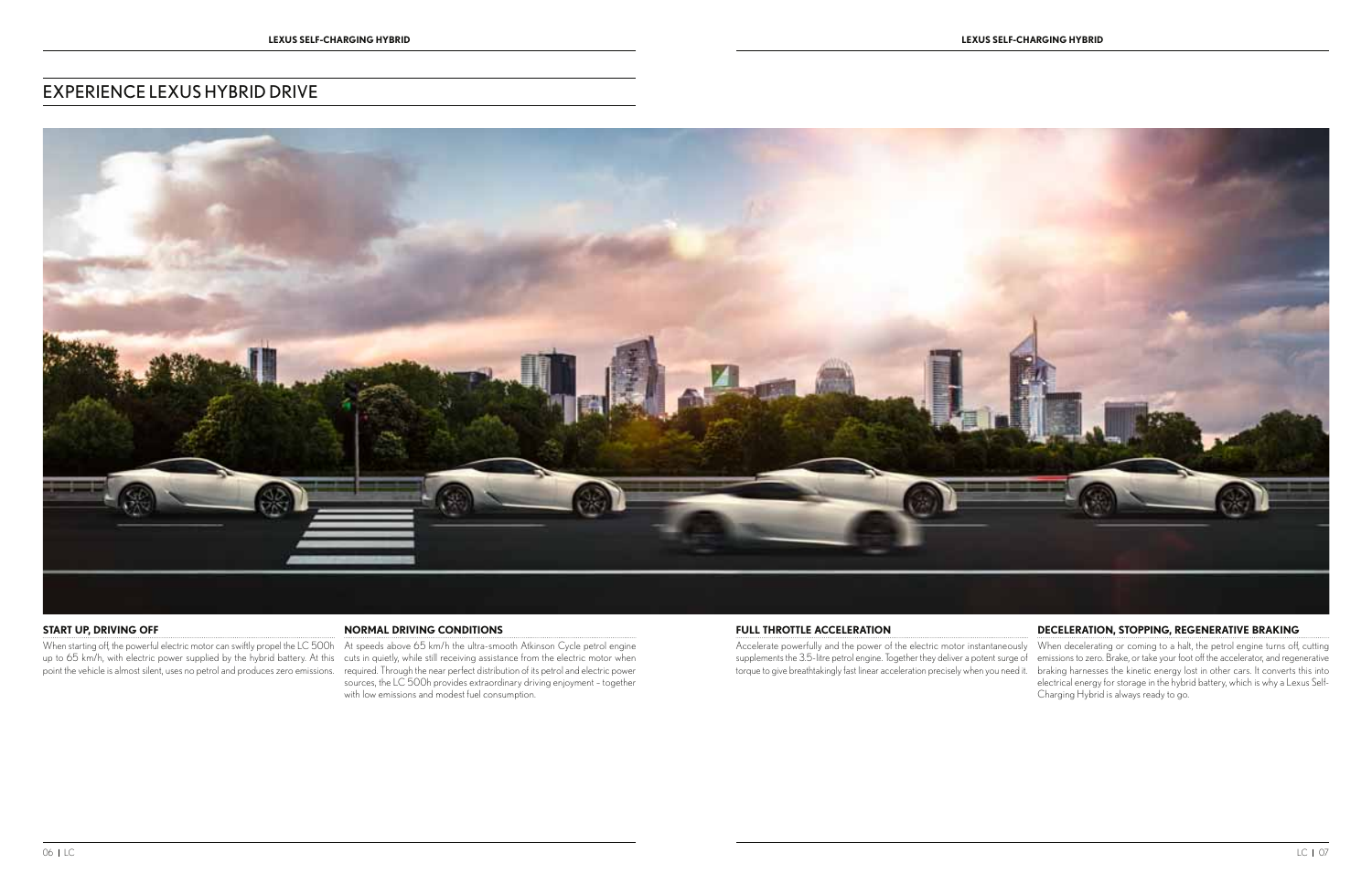# EXPERIENCE LEXUS HYBRID DRIVE

### START UP, DRIVING OFF

When starting off, the powerful electric motor can swiftly propel the LC 500h up to 65 km/h, with electric power supplied by the hybrid battery. At this point the vehicle is almost silent, uses no petrol and produces zero emissions.

### NORMAL DRIVING CONDITIONS

At speeds above 65 km/h the ultra-smooth Atkinson Cycle petrol engine cuts in quietly, while still receiving assistance from the electric motor when required. Through the near perfect distribution of its petrol and electric power sources, the LC 500h provides extraordinary driving enjoyment – together with low emissions and modest fuel consumption.

### FULL THROTTLE ACCELERATION

Accelerate powerfully and the power of the electric motor instantaneously supplements the 3.5-litre petrol engine. Together they deliver a potent surge of torque to give breathtakingly fast linear acceleration precisely when you need it.

### DECELERATION, STOPPING, REGENERATIVE BRAKING

When decelerating or coming to a halt, the petrol engine turns off, cutting emissions to zero. Brake, or take your foot off the accelerator, and regenerative braking harnesses the kinetic energy lost in other cars. It converts this into electrical energy for storage in the hybrid battery, which is why a Lexus Self-Charging Hybrid is always ready to go.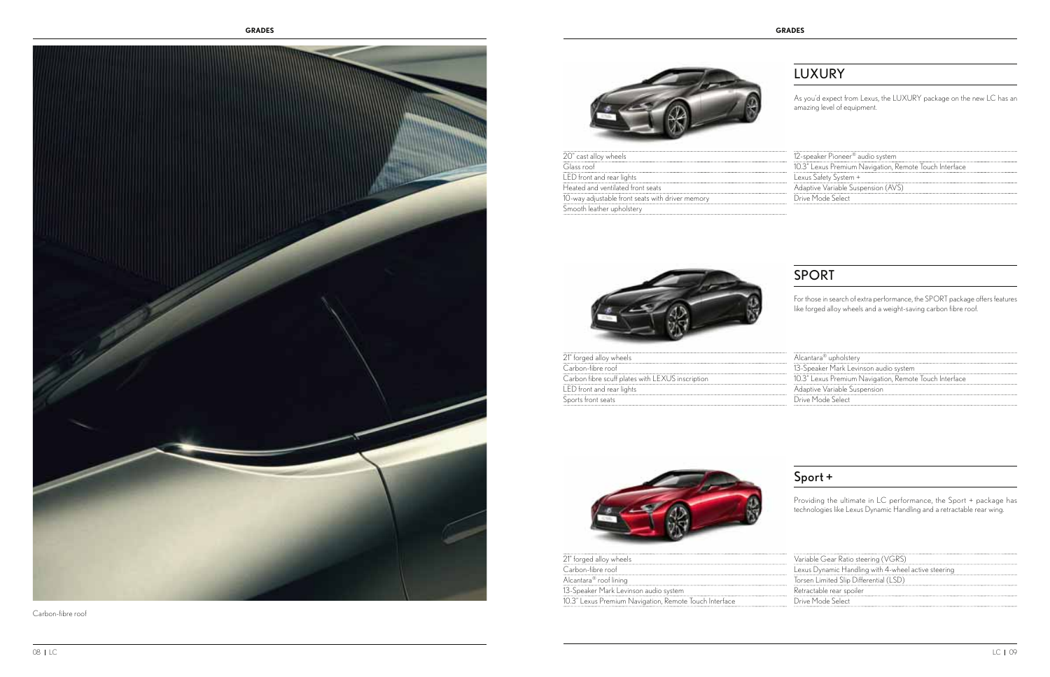Carbon-fibre roof

## LUXURY

As you'd expect from Lexus, the LUXURY package on the new LC has an amazing level of equipment.

- 20" cast alloy wheels
- Glass roof
- LED front and rear lights
- Heated and ventilated front seats
- 10-way adjustable front seats with driver memory
- Smooth leather upholstery
- 12-speaker Pioneer® audio system
- 10.3" Lexus Premium Navigation, Remote Touch Interface
- Lexus Safety System +
- Adaptive Variable Suspension (AVS)
- Drive Mode Select

## SPORT

For those in search of extra performance, the SPORT package offers features like forged alloy wheels and a weight-saving carbon fibre roof.

- 21" forged alloy wheels
- Carbon-fibre roof
- Carbon fibre scuff plates with LEXUS inscription
- LED front and rear lights
- Sports front seats
- Alcantara® upholstery
- 13-Speaker Mark Levinson audio system
- 10.3" Lexus Premium Navigation, Remote Touch Interface
- Adaptive Variable Suspension
- Drive Mode Select

## Sport +

Providing the ultimate in LC performance, the Sport + package has technologies like Lexus Dynamic Handling and a retractable rear wing.

- 21" forged alloy wheels
- Carbon-fibre roof
- Alcantara® roof lining
- 13-Speaker Mark Levinson audio system
- 10.3" Lexus Premium Navigation, Remote Touch Interface
- Variable Gear Ratio steering (VGRS)
- Lexus Dynamic Handling with 4-wheel active steering
- Torsen Limited Slip Differential (LSD)
- Retractable rear spoiler
- Drive Mode Select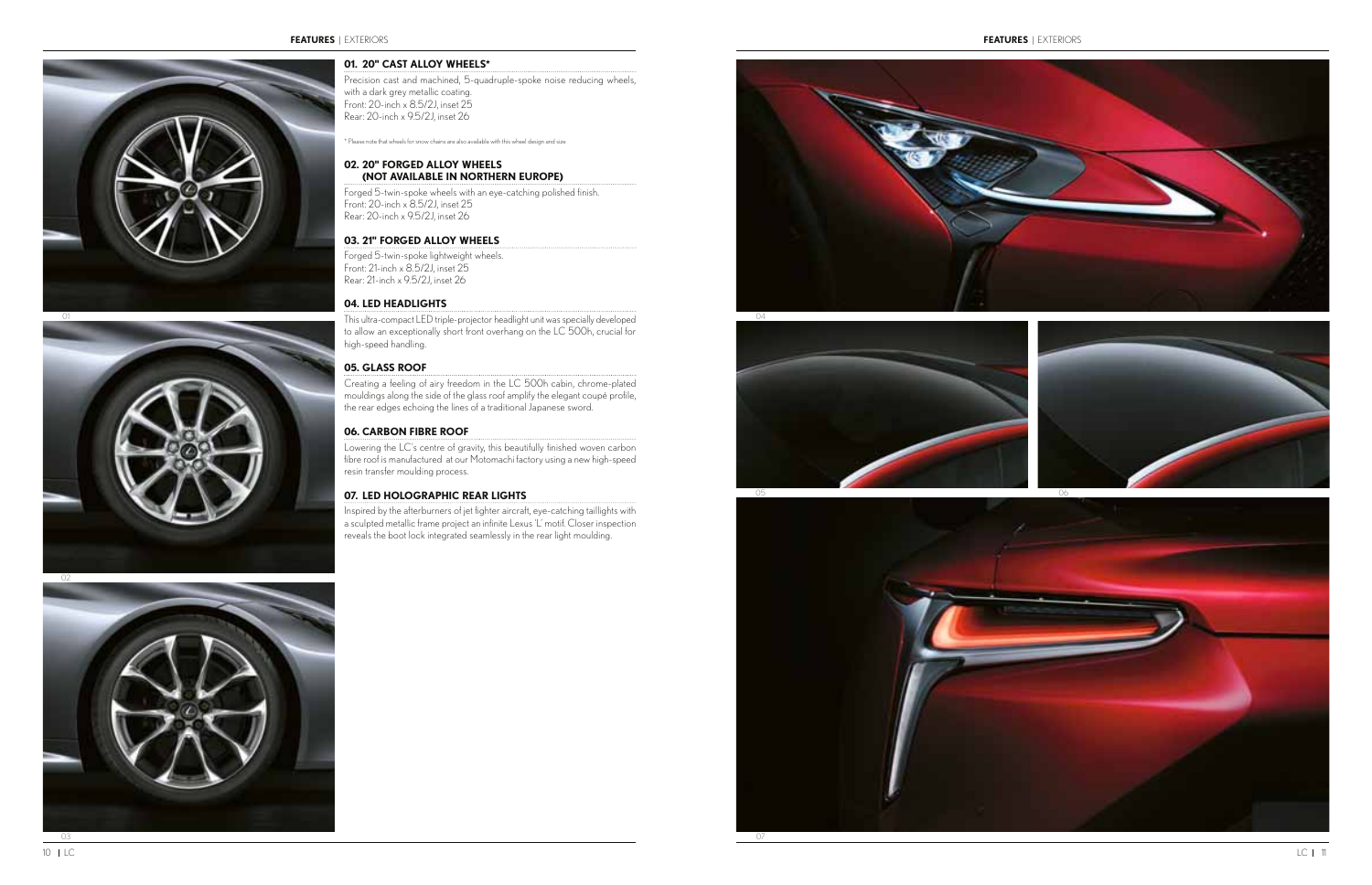## 01. 20" CAST ALLOY WHEELS*

Precision cast and machined, 5-quadruple-spoke noise reducing wheels, with a dark grey metallic coating.
Front: 20-inch x 8.5/2J, inset 25
Rear: 20-inch x 9.5/2J, inset 26

* Please note that wheels for snow chains are also available with this wheel design and size

## 02. 20" FORGED ALLOY WHEELS (NOT AVAILABLE IN NORTHERN EUROPE)

Forged 5-twin-spoke wheels with an eye-catching polished finish.
Front: 20-inch x 8.5/2J, inset 25
Rear: 20-inch x 9.5/2J, inset 26

## 03. 21" FORGED ALLOY WHEELS

Forged 5-twin-spoke lightweight wheels.
Front: 21-inch x 8.5/2J, inset 25
Rear: 21-inch x 9.5/2J, inset 26

## 04. LED HEADLIGHTS

This ultra-compact LED triple-projector headlight unit was specially developed to allow an exceptionally short front overhang on the LC 500h, crucial for high-speed handling.

## 05. GLASS ROOF

Creating a feeling of airy freedom in the LC 500h cabin, chrome-plated mouldings along the side of the glass roof amplify the elegant coupé profile, the rear edges echoing the lines of a traditional Japanese sword.

## 06. CARBON FIBRE ROOF

Lowering the LC's centre of gravity, this beautifully finished woven carbon fibre roof is manufactured at our Motomachi factory using a new high-speed resin transfer moulding process.

## 07. LED HOLOGRAPHIC REAR LIGHTS

Inspired by the afterburners of jet fighter aircraft, eye-catching taillights with a sculpted metallic frame project an infinite Lexus 'L' motif. Closer inspection reveals the boot lock integrated seamlessly in the rear light moulding.

01

02

03

04

05

06

07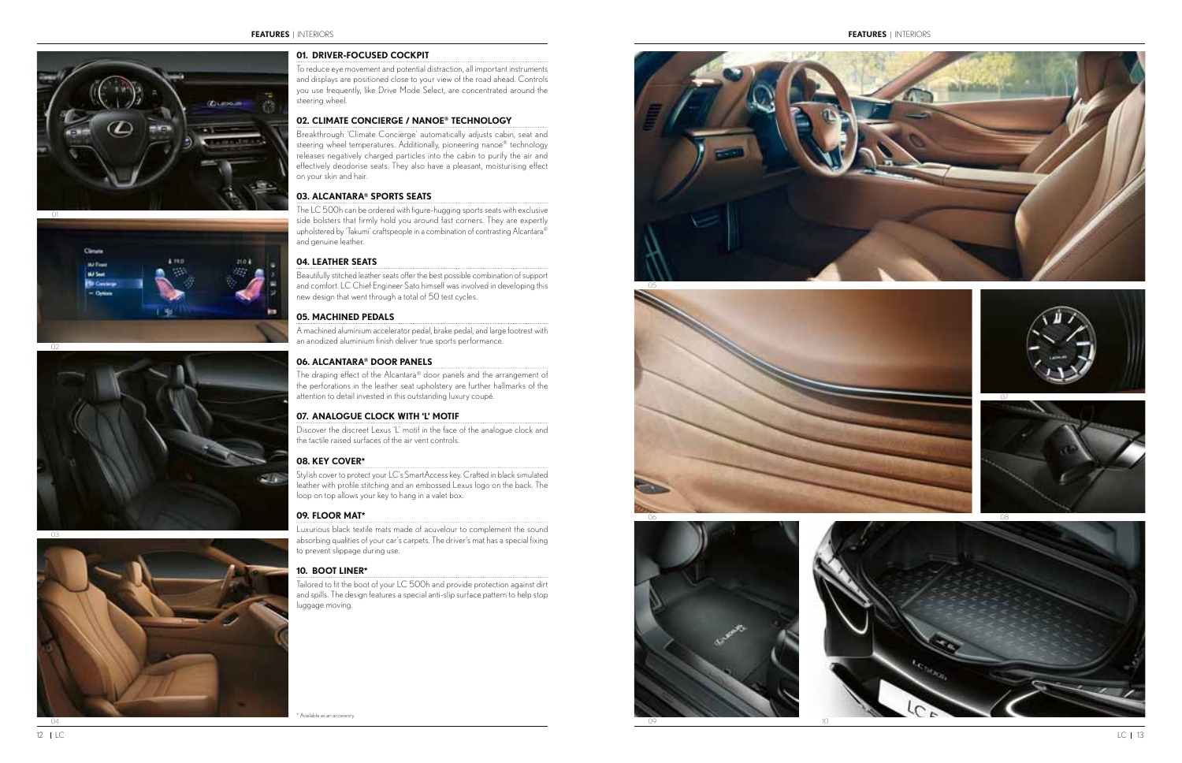FEATURES | INTERIORS

## 01. DRIVER-FOCUSED COCKPIT

To reduce eye movement and potential distraction, all important instruments and displays are positioned close to your view of the road ahead. Controls you use frequently, like Drive Mode Select, are concentrated around the steering wheel.

## 02. CLIMATE CONCIERGE / NANOE® TECHNOLOGY

Breakthrough 'Climate Concierge' automatically adjusts cabin, seat and steering wheel temperatures. Additionally, pioneering nanoe® technology releases negatively charged particles into the cabin to purify the air and effectively deodorise seats. They also have a pleasant, moisturising effect on your skin and hair.

## 03. ALCANTARA® SPORTS SEATS

The LC 500h can be ordered with figure-hugging sports seats with exclusive side bolsters that firmly hold you around fast corners. They are expertly upholstered by 'Takumi' craftspeople in a combination of contrasting Alcantara® and genuine leather.

## 04. LEATHER SEATS

Beautifully stitched leather seats offer the best possible combination of support and comfort. LC Chief Engineer Sato himself was involved in developing this new design that went through a total of 50 test cycles.

## 05. MACHINED PEDALS

A machined aluminium accelerator pedal, brake pedal, and large footrest with an anodized aluminium finish deliver true sports performance.

## 06. ALCANTARA® DOOR PANELS

The draping effect of the Alcantara® door panels and the arrangement of the perforations in the leather seat upholstery are further hallmarks of the attention to detail invested in this outstanding luxury coupé.

## 07. ANALOGUE CLOCK WITH 'L' MOTIF

Discover the discreet Lexus 'L' motif in the face of the analogue clock and the tactile raised surfaces of the air vent controls.

## 08. KEY COVER*

Stylish cover to protect your LC's SmartAccess key. Crafted in black simulated leather with profile stitching and an embossed Lexus logo on the back. The loop on top allows your key to hang in a valet box.

## 09. FLOOR MAT*

Luxurious black textile mats made of acuvelour to complement the sound absorbing qualities of your car's carpets. The driver's mat has a special fixing to prevent slippage during use.

## 10. BOOT LINER*

Tailored to fit the boot of your LC 500h and provide protection against dirt and spills. The design features a special anti-slip surface pattern to help stop luggage moving.

\* Available as an accessory

01

02

03

04

05

06

07

08

09

10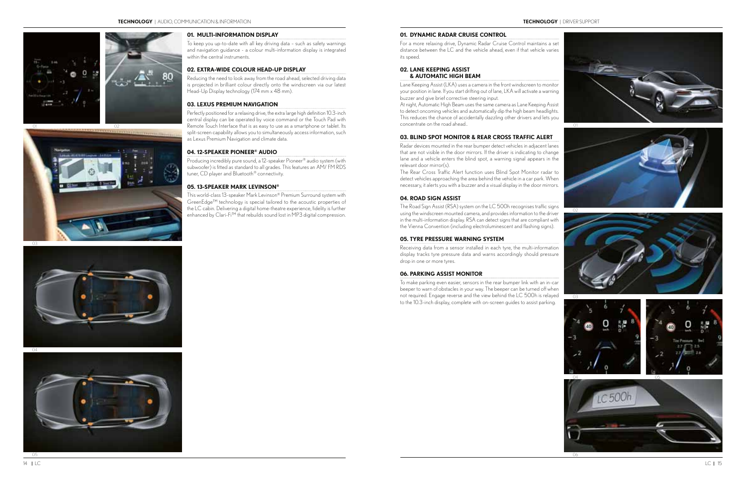## TECHNOLOGY | AUDIO, COMMUNICATION & INFORMATION

### 01. MULTI-INFORMATION DISPLAY

To keep you up-to-date with all key driving data – such as safety warnings and navigation guidance - a colour multi-information display is integrated within the central instruments.

### 02. EXTRA-WIDE COLOUR HEAD-UP DISPLAY

Reducing the need to look away from the road ahead, selected driving data is projected in brilliant colour directly onto the windscreen via our latest Head-Up Display technology (174 mm x 48 mm).

### 03. LEXUS PREMIUM NAVIGATION

Perfectly positioned for a relaxing drive, the extra large high definition 10.3-inch central display can be operated by voice command or the Touch Pad with Remote Touch Interface that is as easy to use as a smartphone or tablet. Its split-screen capability allows you to simultaneously access information, such as Lexus Premium Navigation and climate data.

### 04. 12-SPEAKER PIONEER® AUDIO

Producing incredibly pure sound, a 12-speaker Pioneer® audio system (with subwoofer) is fitted as standard to all grades. This features an AM/ FM RDS tuner, CD player and Bluetooth® connectivity.

### 05. 13-SPEAKER MARK LEVINSON®

This world-class 13-speaker Mark Levinson® Premium Surround system with GreenEdge™ technology is special tailored to the acoustic properties of the LC cabin. Delivering a digital home-theatre experience, fidelity is further enhanced by Clari-Fi™ that rebuilds sound lost in MP3 digital compression.

## TECHNOLOGY | DRIVER SUPPORT

### 01. DYNAMIC RADAR CRUISE CONTROL

For a more relaxing drive, Dynamic Radar Cruise Control maintains a set distance between the LC and the vehicle ahead, even if that vehicle varies its speed.

### 02. LANE KEEPING ASSIST & AUTOMATIC HIGH BEAM

Lane Keeping Assist (LKA) uses a camera in the front windscreen to monitor your position in lane. If you start drifting out of lane, LKA will activate a warning buzzer and give brief corrective steering input.

At night, Automatic High Beam uses the same camera as Lane Keeping Assist to detect oncoming vehicles and automatically dip the high beam headlights. This reduces the chance of accidentally dazzling other drivers and lets you concentrate on the road ahead..

### 03. BLIND SPOT MONITOR & REAR CROSS TRAFFIC ALERT

Radar devices mounted in the rear bumper detect vehicles in adjacent lanes that are not visible in the door mirrors. If the driver is indicating to change lane and a vehicle enters the blind spot, a warning signal appears in the relevant door mirror(s).

The Rear Cross Traffic Alert function uses Blind Spot Monitor radar to detect vehicles approaching the area behind the vehicle in a car park. When necessary, it alerts you with a buzzer and a visual display in the door mirrors.

### 04. ROAD SIGN ASSIST

The Road Sign Assist (RSA) system on the LC 500h recognises traffic signs using the windscreen mounted camera, and provides information to the driver in the multi-information display. RSA can detect signs that are compliant with the Vienna Convention (including electroluminescent and flashing signs).

### 05. TYRE PRESSURE WARNING SYSTEM

Receiving data from a sensor installed in each tyre, the multi-information display tracks tyre pressure data and warns accordingly should pressure drop in one or more tyres.

### 06. PARKING ASSIST MONITOR

To make parking even easier, sensors in the rear bumper link with an in-car beeper to warn of obstacles in your way. The beeper can be turned off when not required. Engage reverse and the view behind the LC 500h is relayed to the 10.3-inch display, complete with on-screen guides to assist parking.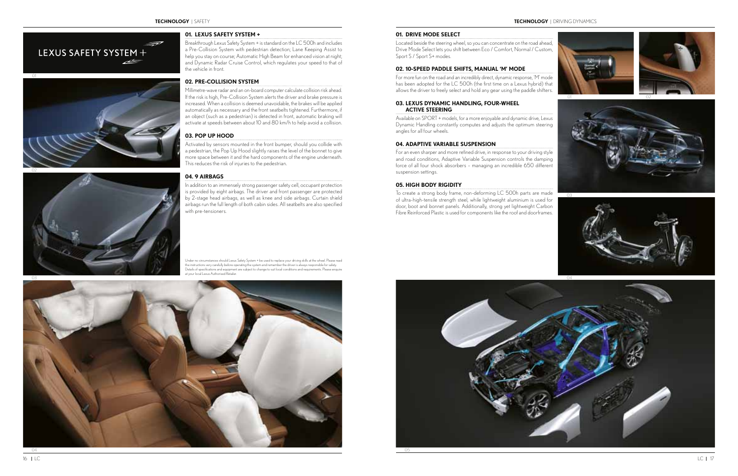## TECHNOLOGY | SAFETY

### 01. LEXUS SAFETY SYSTEM +

Breakthrough Lexus Safety System + is standard on the LC 500h and includes a Pre-Collision System with pedestrian detection; Lane Keeping Assist to help you stay on course; Automatic High Beam for enhanced vision at night; and Dynamic Radar Cruise Control, which regulates your speed to that of the vehicle in front.

### 02. PRE-COLLISION SYSTEM

Millimetre-wave radar and an on-board computer calculate collision risk ahead. If the risk is high, Pre-Collision System alerts the driver and brake pressure is increased. When a collision is deemed unavoidable, the brakes will be applied automatically as necessary and the front seatbelts tightened. Furthermore, if an object (such as a pedestrian) is detected in front, automatic braking will activate at speeds between about 10 and 80 km/h to help avoid a collision.

### 03. POP UP HOOD

Activated by sensors mounted in the front bumper, should you collide with a pedestrian, the Pop Up Hood slightly raises the level of the bonnet to give more space between it and the hard components of the engine underneath. This reduces the risk of injuries to the pedestrian.

### 04. 9 AIRBAGS

In addition to an immensely strong passenger safety cell, occupant protection is provided by eight airbags. The driver and front passenger are protected by 2-stage head airbags, as well as knee and side airbags. Curtain shield airbags run the full length of both cabin sides. All seatbelts are also specified with pre-tensioners.

Under no circumstances should Lexus Safety System + be used to replace your driving skills at the wheel. Please read the instructions very carefully before operating the system and remember the driver is always responsible for safety. Details of specifications and equipment are subject to change to suit local conditions and requirements. Please enquire at your local Lexus Authorised Retailer.

## TECHNOLOGY | DRIVING DYNAMICS

### 01. DRIVE MODE SELECT

Located beside the steering wheel, so you can concentrate on the road ahead, Drive Mode Select lets you shift between Eco / Comfort, Normal / Custom, Sport S / Sport S+ modes.

### 02. 10-SPEED PADDLE SHIFTS, MANUAL 'M' MODE

For more fun on the road and an incredibly direct, dynamic response, 'M' mode has been adopted for the LC 500h (the first time on a Lexus hybrid) that allows the driver to freely select and hold any gear using the paddle shifters.

### 03. LEXUS DYNAMIC HANDLING, FOUR-WHEEL ACTIVE STEERING

Available on SPORT + models, for a more enjoyable and dynamic drive, Lexus Dynamic Handling constantly computes and adjusts the optimum steering angles for all four wheels.

### 04. ADAPTIVE VARIABLE SUSPENSION

For an even sharper and more refined drive, in response to your driving style and road conditions, Adaptive Variable Suspension controls the damping force of all four shock absorbers – managing an incredible 650 different suspension settings.

### 05. HIGH BODY RIGIDITY

To create a strong body frame, non-deforming LC 500h parts are made of ultra-high-tensile strength steel, while lightweight aluminium is used for door, boot and bonnet panels. Additionally, strong yet lightweight Carbon Fibre Reinforced Plastic is used for components like the roof and doorframes.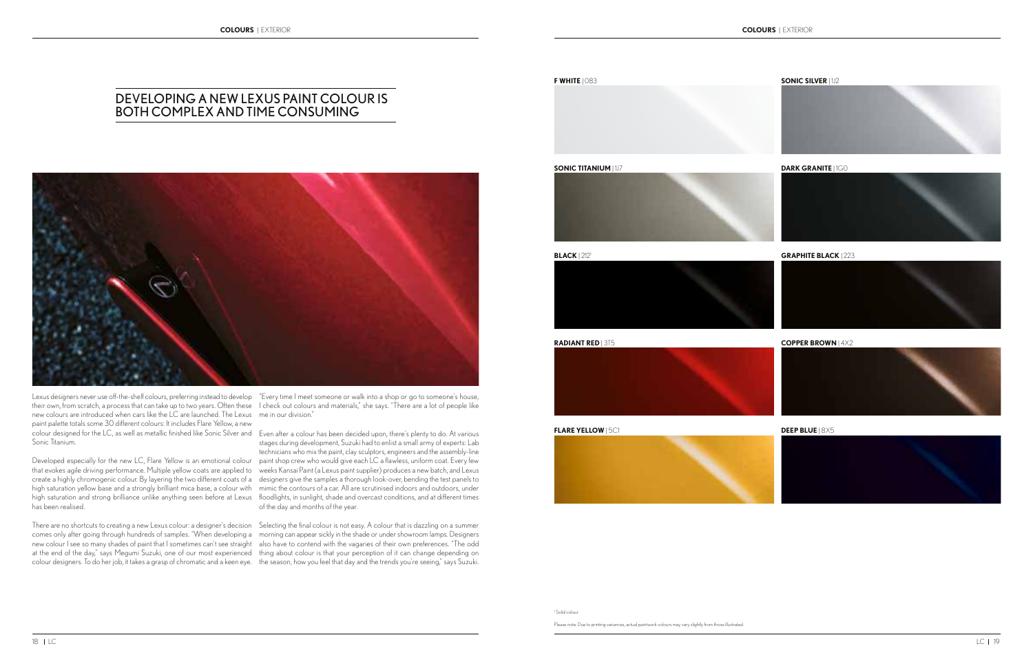# DEVELOPING A NEW LEXUS PAINT COLOUR IS BOTH COMPLEX AND TIME CONSUMING

Lexus designers never use off-the-shelf colours, preferring instead to develop their own, from scratch, a process that can take up to two years. Often these new colours are introduced when cars like the LC are launched. The Lexus paint palette totals some 30 different colours: It includes Flare Yellow, a new colour designed for the LC, as well as metallic finished like Sonic Silver and Sonic Titanium.

Developed especially for the new LC, Flare Yellow is an emotional colour that evokes agile driving performance. Multiple yellow coats are applied to create a highly chromogenic colour. By layering the two different coats of a high saturation yellow base and a strongly brilliant mica base, a colour with high saturation and strong brilliance unlike anything seen before at Lexus has been realised.

There are no shortcuts to creating a new Lexus colour: a designer's decision comes only after going through hundreds of samples. "When developing a new colour I see so many shades of paint that I sometimes can't see straight at the end of the day," says Megumi Suzuki, one of our most experienced colour designers. To do her job, it takes a grasp of chromatic and a keen eye. "Every time I meet someone or walk into a shop or go to someone's house, I check out colours and materials," she says. "There are a lot of people like me in our division."

Even after a colour has been decided upon, there's plenty to do. At various stages during development, Suzuki had to enlist a small army of experts: Lab technicians who mix the paint, clay sculptors, engineers and the assembly-line paint shop crew who would give each LC a flawless, uniform coat. Every few weeks Kansai Paint (a Lexus paint supplier) produces a new batch, and Lexus designers give the samples a thorough look-over, bending the test panels to mimic the contours of a car. All are scrutinised indoors and outdoors, under floodlights, in sunlight, shade and overcast conditions, and at different times of the day and months of the year.

Selecting the final colour is not easy. A colour that is dazzling on a summer morning can appear sickly in the shade or under showroom lamps. Designers also have to contend with the vagaries of their own preferences. "The odd thing about colour is that your perception of it can change depending on the season, how you feel that day and the trends you're seeing," says Suzuki.

**F WHITE** | 083

**SONIC SILVER** | 1J2

**SONIC TITANIUM** | 1J7

**DARK GRANITE** | 1G0

**BLACK** | 212[1]

**GRAPHITE BLACK** | 223

**RADIANT RED** | 3T5

**COPPER BROWN** | 4X2

**FLARE YELLOW** | 5C1

**DEEP BLUE** | 8X5

[1] Solid colour

Please note: Due to printing variances, actual paintwork colours may vary slightly from those illustrated.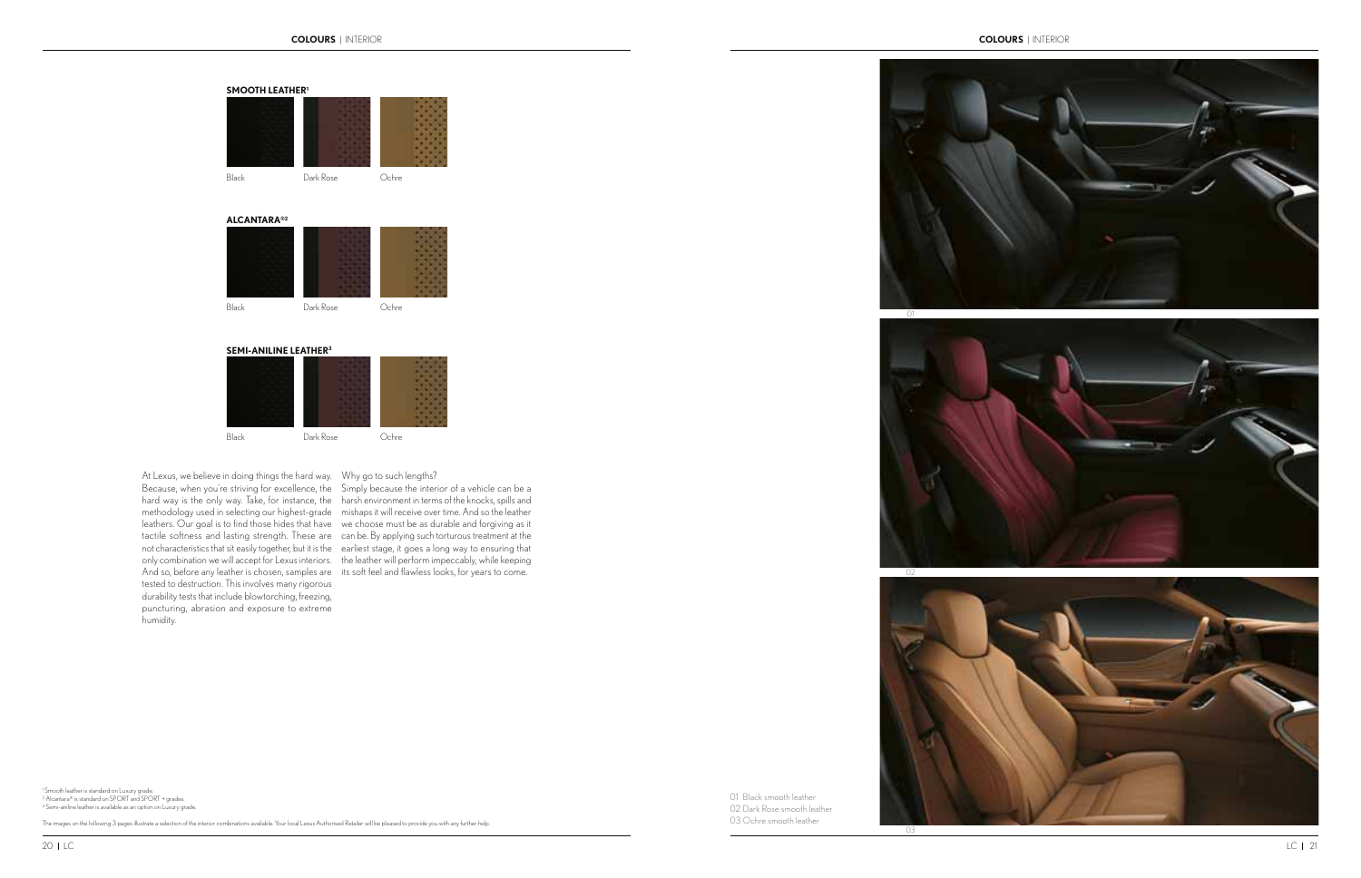## SMOOTH LEATHER[1]

Black

Dark Rose

Ochre

## ALCANTARA®[2]

Black

Dark Rose

Ochre

## SEMI-ANILINE LEATHER[3]

Black

Dark Rose

Ochre

At Lexus, we believe in doing things the hard way. Because, when you're striving for excellence, the hard way is the only way. Take, for instance, the methodology used in selecting our highest-grade leathers. Our goal is to find those hides that have tactile softness and lasting strength. These are not characteristics that sit easily together, but it is the only combination we will accept for Lexus interiors. And so, before any leather is chosen, samples are tested to destruction. This involves many rigorous durability tests that include blowtorching, freezing, puncturing, abrasion and exposure to extreme humidity.

Why go to such lengths?

Simply because the interior of a vehicle can be a harsh environment in terms of the knocks, spills and mishaps it will receive over time. And so the leather we choose must be as durable and forgiving as it can be. By applying such torturous treatment at the earliest stage, it goes a long way to ensuring that the leather will perform impeccably, while keeping its soft feel and flawless looks, for years to come.

[1] Smooth leather is standard on Luxury grade.
[2] Alcantara® is standard on SPORT and SPORT + grades.
[3] Semi-aniline leather is available as an option on Luxury grade.

The images on the following 3 pages illustrate a selection of the interior combinations available. Your local Lexus Authorised Retailer will be pleased to provide you with any further help.

01 Black smooth leather
02 Dark Rose smooth leather
03 Ochre smooth leather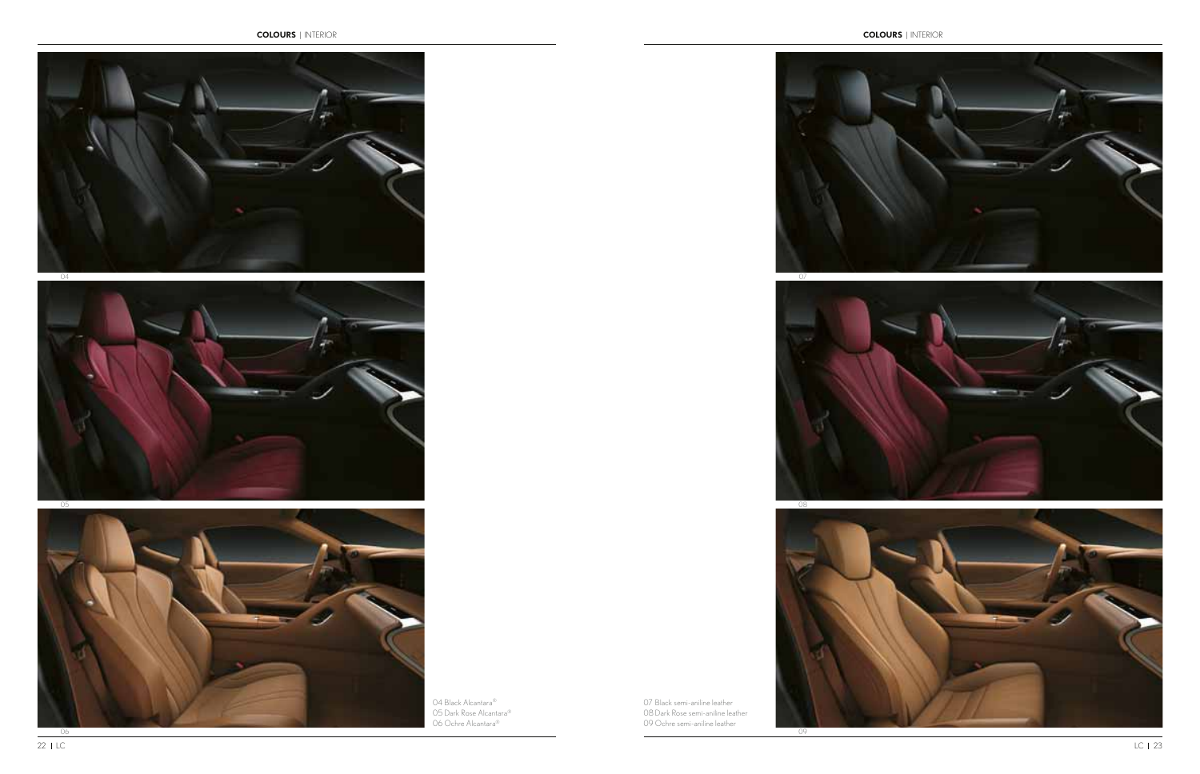COLOURS | INTERIOR

04

05

06

04 Black Alcantara®
05 Dark Rose Alcantara®
06 Ochre Alcantara®

07

08

09

07 Black semi-aniline leather
08 Dark Rose semi-aniline leather
09 Ochre semi-aniline leather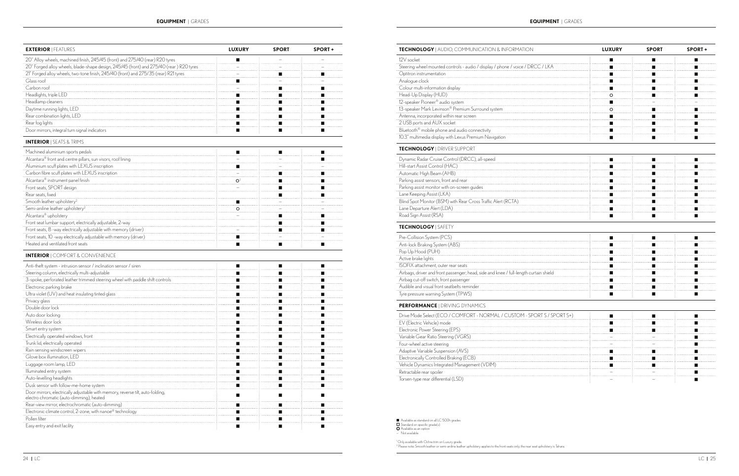## EQUIPMENT | GRADES

| **EXTERIOR** \| FEATURES | LUXURY | SPORT | SPORT + |
|---|---|---|---|
| 20" Alloy wheels, machined finish, 245/45 (front) and 275/40 (rear) R20 tyres | ■ | – | – |
| 20" Forged alloy wheels, blade-shape design, 245/45 (front) and 275/40 (rear) R20 tyres | – | – | – |
| 21" Forged alloy wheels, two-tone finish, 245/40 (front) and 275/35 (rear) R21 tyres | – | ■ | ■ |
| Glass roof | ■ | – | – |
| Carbon roof | – | ■ | ■ |
| Headlights, triple LED | ■ | ■ | ■ |
| Headlamp cleaners | ■ | ■ | ■ |
| Daytime running lights, LED | ■ | ■ | ■ |
| Rear combination lights, LED | ■ | ■ | ■ |
| Rear fog lights | ■ | ■ | ■ |
| Door mirrors, integral turn signal indicators | ■ | ■ | ■ |

| **INTERIOR** \| SEATS & TRIMS | LUXURY | SPORT | SPORT + |
|---|---|---|---|
| Machined aluminium sports pedals | ■ | ■ | ■ |
| Alcantara® front and centre pillars, sun visors, roof lining | – | – | ■ |
| Aluminium scuff plates with LEXUS inscription | ■ | – | – |
| Carbon fibre scuff plates with LEXUS inscription | – | ■ | ■ |
| Alcantara® instrument panel finish | O[1] | ■ | ■ |
| Front seats, SPORT design | – | ■ | ■ |
| Rear seats, fixed | | ■ | ■ |
| Smooth leather upholstery[2] | ■ | – | – |
| Semi-aniline leather upholstery[2] | O | – | – |
| Alcantara® upholstery | – | ■ | ■ |
| Front seat lumbar support, electrically adjustable, 2-way | | ■ | ■ |
| Front seats, 8 -way electrically adjustable with memory (driver) | – | ■ | ■ |
| Front seats, 10 -way electrically adjustable with memory (driver) | ■ | – | – |
| Heated and ventilated front seats | ■ | ■ | ■ |

| **INTERIOR** \| COMFORT & CONVENIENCE | LUXURY | SPORT | SPORT + |
|---|---|---|---|
| Anti-theft system - intrusion sensor / inclination sensor / siren | ■ | ■ | ■ |
| Steering column, electrically multi-adjustable | ■ | ■ | ■ |
| 3-spoke, perforated leather trimmed steering wheel with paddle shift controls | ■ | ■ | ■ |
| Electronic parking brake | ■ | ■ | ■ |
| Ultra violet (UV) and heat insulating tinted glass | ■ | ■ | ■ |
| Privacy glass | ■ | ■ | ■ |
| Double door lock | ■ | ■ | ■ |
| Auto door locking | ■ | ■ | ■ |
| Wireless door lock | ■ | ■ | ■ |
| Smart entry system | ■ | ■ | ■ |
| Electrically operated windows, front | ■ | ■ | ■ |
| Trunk lid, electrically operated | ■ | ■ | ■ |
| Rain sensing windscreen wipers | ■ | ■ | ■ |
| Glove box illumination, LED | ■ | ■ | ■ |
| Luggage room lamp, LED | ■ | ■ | ■ |
| Illuminated entry system | ■ | ■ | ■ |
| Auto-levelling headlights | ■ | ■ | ■ |
| Dusk sensor with follow-me-home system | ■ | ■ | ■ |
| Door mirrors, electrically adjustable with memory, reverse tilt, auto-folding, electro chromatic (auto-dimming), heated | ■ | ■ | ■ |
| Rear-view mirror, electrochromatic (auto-dimming) | ■ | ■ | ■ |
| Electronic climate control, 2-zone, with nanoe® technology | ■ | ■ | ■ |
| Pollen filter | ■ | ■ | ■ |
| Easy entry and exit facility | ■ | ■ | ■ |

| **TECHNOLOGY** \| AUDIO, COMMUNICATION & INFORMATION | LUXURY | SPORT | SPORT + |
|---|---|---|---|
| 12V socket | ■ | ■ | ■ |
| Steering wheel mounted controls - audio / display / phone / voice / DRCC / LKA | ■ | ■ | ■ |
| Optitron instrumentation | ■ | ■ | ■ |
| Analogue clock | ■ | ■ | ■ |
| Colour multi-information display | ■ | ■ | ■ |
| Head-Up Display (HUD) | O | ■ | ■ |
| 12-speaker Pioneer® audio system | ■ | – | – |
| 13-speaker Mark Levinson® Premium Surround system | O | ■ | ■ |
| Antenna, incorporated within rear screen | ■ | ■ | ■ |
| 2 USB ports and AUX socket | ■ | ■ | ■ |
| Bluetooth® mobile phone and audio connectivity | ■ | ■ | ■ |
| 10.3" multimedia display with Lexus Premium Navigation | ■ | ■ | ■ |

| **TECHNOLOGY** \| DRIVER SUPPORT | LUXURY | SPORT | SPORT + |
|---|---|---|---|
| Dynamic Radar Cruise Control (DRCC), all-speed | ■ | ■ | ■ |
| Hill-start Assist Control (HAC) | ■ | ■ | ■ |
| Automatic High Beam (AHB) | ■ | ■ | ■ |
| Parking assist sensors, front and rear | ■ | ■ | ■ |
| Parking assist monitor with on-screen guides | ■ | ■ | ■ |
| Lane Keeping Assist (LKA) | ■ | ■ | ■ |
| Blind Spot Monitor (BSM) with Rear Cross Traffic Alert (RCTA) | ■ | ■ | ■ |
| Lane Departure Alert (LDA) | ■ | ■ | ■ |
| Road Sign Assist (RSA) | ■ | ■ | ■ |

| **TECHNOLOGY** \| SAFETY | LUXURY | SPORT | SPORT + |
|---|---|---|---|
| Pre-Collision System (PCS) | ■ | ■ | ■ |
| Anti-lock Braking System (ABS) | ■ | ■ | ■ |
| Pop Up Hood (PUH) | ■ | ■ | ■ |
| Active brake lights | ■ | ■ | ■ |
| ISOFIX attachment, outer rear seats | ■ | ■ | ■ |
| Airbags, driver and front passenger; head, side and knee / full-length curtain shield | ■ | ■ | ■ |
| Airbag cut-off switch, front passenger | ■ | ■ | ■ |
| Audible and visual front seatbelts reminder | ■ | ■ | ■ |
| Tyre pressure warning System (TPWS) | ■ | ■ | ■ |

| **PERFORMANCE** \| DRIVING DYNAMICS | LUXURY | SPORT | SPORT + |
|---|---|---|---|
| Drive Mode Select (ECO / COMFORT - NORMAL / CUSTOM - SPORT S / SPORT S+) | ■ | ■ | ■ |
| EV (Electric Vehicle) mode | ■ | ■ | ■ |
| Electronic Power Steering (EPS) | ■ | ■ | ■ |
| Variable Gear Ratio Steering (VGRS) | – | – | ■ |
| Four-wheel active steering | – | – | ■ |
| Adaptive Variable Suspension (AVS) | ■ | ■ | ■ |
| Electronically Controlled Braking (ECB) | ■ | ■ | ■ |
| Vehicle Dynamics Integrated Management (VDIM) | ■ | ■ | ■ |
| Retractable rear spoiler | – | – | ■ |
| Torsen-type rear differential (LSD) | – | – | ■ |

■ Available as standard on all LC 500h grades
□ Standard on specific grade(s)
O Available as an option
– Not available

[1] Only available with Ochre trim on Luxury grade.
[2] Please note: Smooth leather or semi-aniline leather upholstery applies to the front seats only; the rear seat upholstery is Tahara.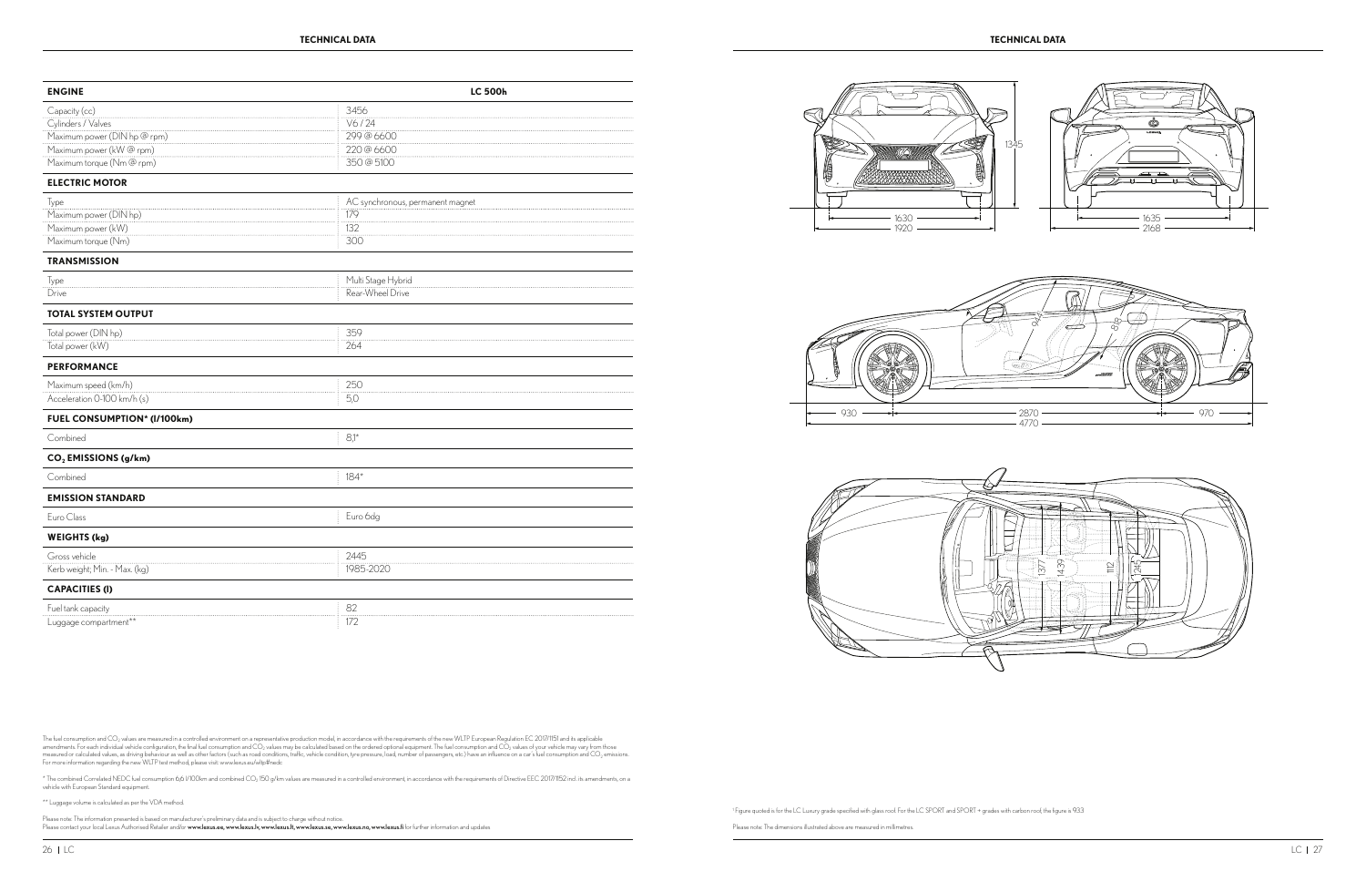## TECHNICAL DATA

| ENGINE | LC 500h |
|---|---|
| Capacity (cc) | 3456 |
| Cylinders / Valves | V6 / 24 |
| Maximum power (DIN hp @ rpm) | 299 @ 6600 |
| Maximum power (kW @ rpm) | 220 @ 6600 |
| Maximum torque (Nm @ rpm) | 350 @ 5100 |
| **ELECTRIC MOTOR** | |
| Type | AC synchronous, permanent magnet |
| Maximum power (DIN hp) | 179 |
| Maximum power (kW) | 132 |
| Maximum torque (Nm) | 300 |
| **TRANSMISSION** | |
| Type | Multi Stage Hybrid |
| Drive | Rear-Wheel Drive |
| **TOTAL SYSTEM OUTPUT** | |
| Total power (DIN hp) | 359 |
| Total power (kW) | 264 |
| **PERFORMANCE** | |
| Maximum speed (km/h) | 250 |
| Acceleration 0-100 km/h (s) | 5,0 |
| **FUEL CONSUMPTION* (l/100km)** | |
| Combined | 8,1* |
| **$CO_2$ EMISSIONS (g/km)** | |
| Combined | 184* |
| **EMISSION STANDARD** | |
| Euro Class | Euro 6dg |
| **WEIGHTS (kg)** | |
| Gross vehicle | 2445 |
| Kerb weight; Min. - Max. (kg) | 1985-2020 |
| **CAPACITIES (l)** | |
| Fuel tank capacity | 82 |
| Luggage compartment** | 172 |

The fuel consumption and $CO_2$ values are measured in a controlled environment on a representative production model, in accordance with the requirements of the new WLTP European Regulation EC 2017/1151 and its applicable amendments. For each individual vehicle configuration, the final fuel consumption and $CO_2$ values may be calculated based on the ordered optional equipment. The fuel consumption and $CO_2$ values of your vehicle may vary from those measured or calculated values, as driving behaviour as well as other factors (such as road conditions, traffic, vehicle condition, tyre pressure, load, number of passengers, etc.) have an influence on a car's fuel consumption and $CO_2$ emissions. For more information regarding the new WLTP test method, please visit: www.lexus.eu/wltp#nedc

* The combined Correlated NEDC fuel consumption 6,6 l/100km and combined $CO_2$ 150 g/km values are measured in a controlled environment, in accordance with the requirements of Directive EEC 2017/1152 incl. its amendments, on a vehicle with European Standard equipment.

** Luggage volume is calculated as per the VDA method.

Please note: The information presented is based on manufacturer's preliminary data and is subject to change without notice.
Please contact your local Lexus Authorised Retailer and/or **www.lexus.ee, www.lexus.lv, www.lexus.lt, www.lexus.se, www.lexus.no, www.lexus.fi** for further information and updates.

1345

1630

1920

1635

2168

944[1]

88

930

2870

970

4770

1377

1439

1112

1245

[1] Figure quoted is for the LC Luxury grade specified with glass roof. For the LC SPORT and SPORT + grades with carbon roof, the figure is 933.

Please note: The dimensions illustrated above are measured in millimetres.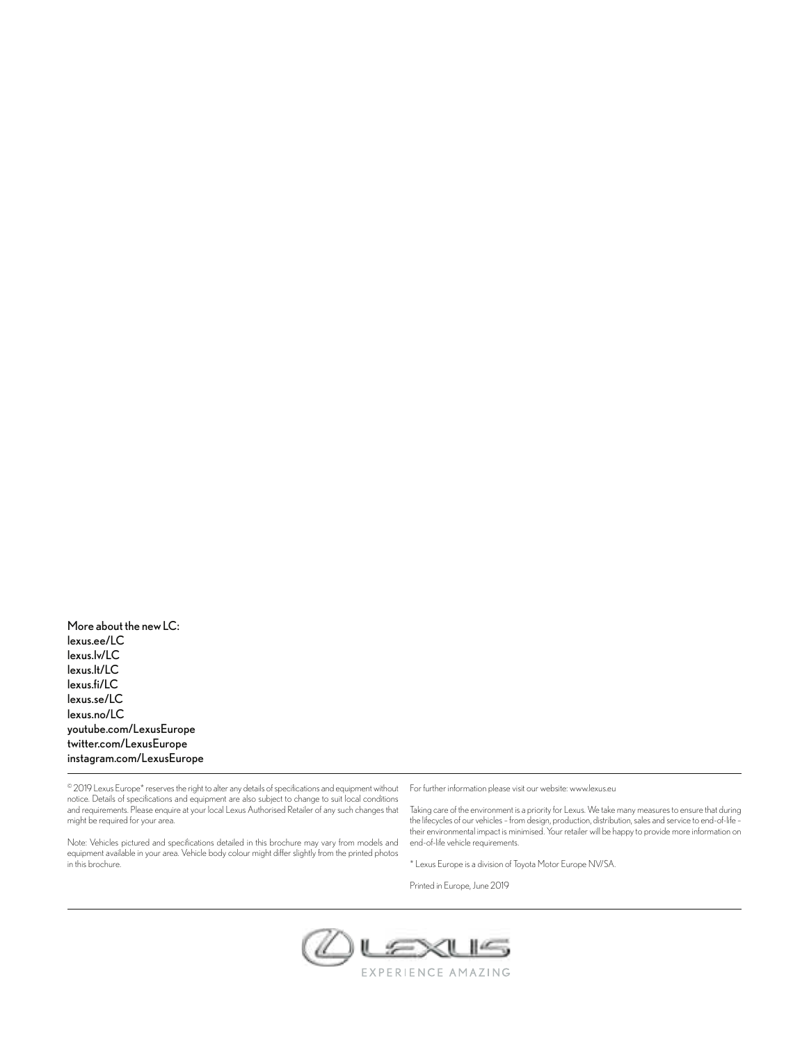**More about the new LC:**
**lexus.ee/LC**
**lexus.lv/LC**
**lexus.lt/LC**
**lexus.fi/LC**
**lexus.se/LC**
**lexus.no/LC**
**youtube.com/LexusEurope**
**twitter.com/LexusEurope**
**instagram.com/LexusEurope**

© 2019 Lexus Europe* reserves the right to alter any details of specifications and equipment without notice. Details of specifications and equipment are also subject to change to suit local conditions and requirements. Please enquire at your local Lexus Authorised Retailer of any such changes that might be required for your area.

Note: Vehicles pictured and specifications detailed in this brochure may vary from models and equipment available in your area. Vehicle body colour might differ slightly from the printed photos in this brochure.

For further information please visit our website: www.lexus.eu

Taking care of the environment is a priority for Lexus. We take many measures to ensure that during the lifecycles of our vehicles – from design, production, distribution, sales and service to end-of-life – their environmental impact is minimised. Your retailer will be happy to provide more information on end-of-life vehicle requirements.

* Lexus Europe is a division of Toyota Motor Europe NV/SA.

Printed in Europe, June 2019

LEXUS
EXPERIENCE AMAZING